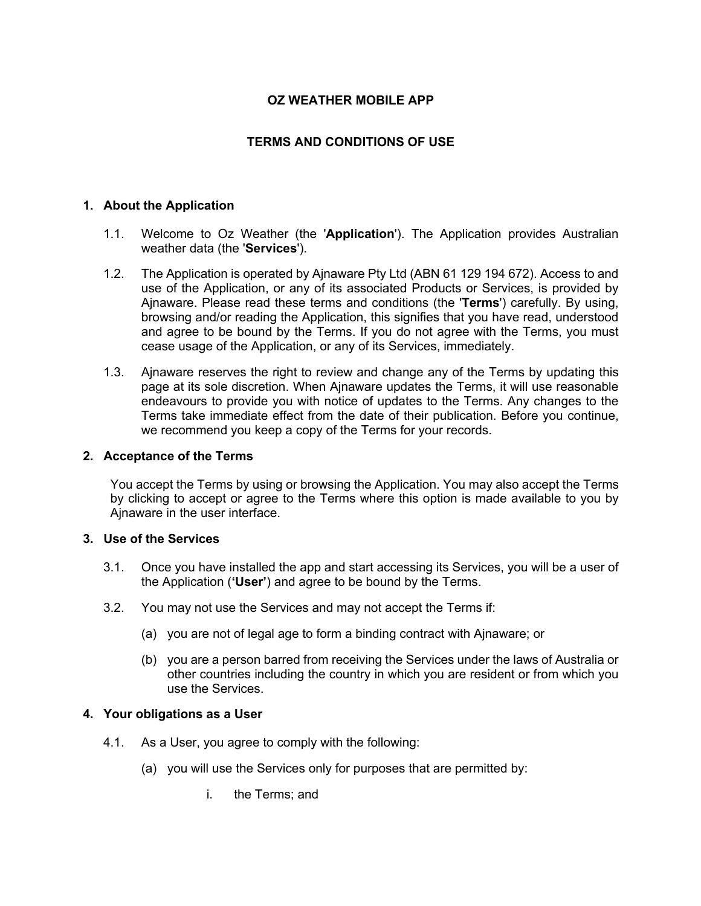# OZ WEATHER MOBILE APP

## TERMS AND CONDITIONS OF USE

### 1. About the Application

1.1. Welcome to Oz Weather (the '**Application**'). The Application provides Australian weather data (the '**Services**').

1.2. The Application is operated by Ajnaware Pty Ltd (ABN 61 129 194 672). Access to and use of the Application, or any of its associated Products or Services, is provided by Ajnaware. Please read these terms and conditions (the '**Terms**') carefully. By using, browsing and/or reading the Application, this signifies that you have read, understood and agree to be bound by the Terms. If you do not agree with the Terms, you must cease usage of the Application, or any of its Services, immediately.

1.3. Ajnaware reserves the right to review and change any of the Terms by updating this page at its sole discretion. When Ajnaware updates the Terms, it will use reasonable endeavours to provide you with notice of updates to the Terms. Any changes to the Terms take immediate effect from the date of their publication. Before you continue, we recommend you keep a copy of the Terms for your records.

### 2. Acceptance of the Terms

You accept the Terms by using or browsing the Application. You may also accept the Terms by clicking to accept or agree to the Terms where this option is made available to you by Ajnaware in the user interface.

### 3. Use of the Services

3.1. Once you have installed the app and start accessing its Services, you will be a user of the Application (**'User'**) and agree to be bound by the Terms.

3.2. You may not use the Services and may not accept the Terms if:

(a) you are not of legal age to form a binding contract with Ajnaware; or

(b) you are a person barred from receiving the Services under the laws of Australia or other countries including the country in which you are resident or from which you use the Services.

### 4. Your obligations as a User

4.1. As a User, you agree to comply with the following:

(a) you will use the Services only for purposes that are permitted by:

i. the Terms; and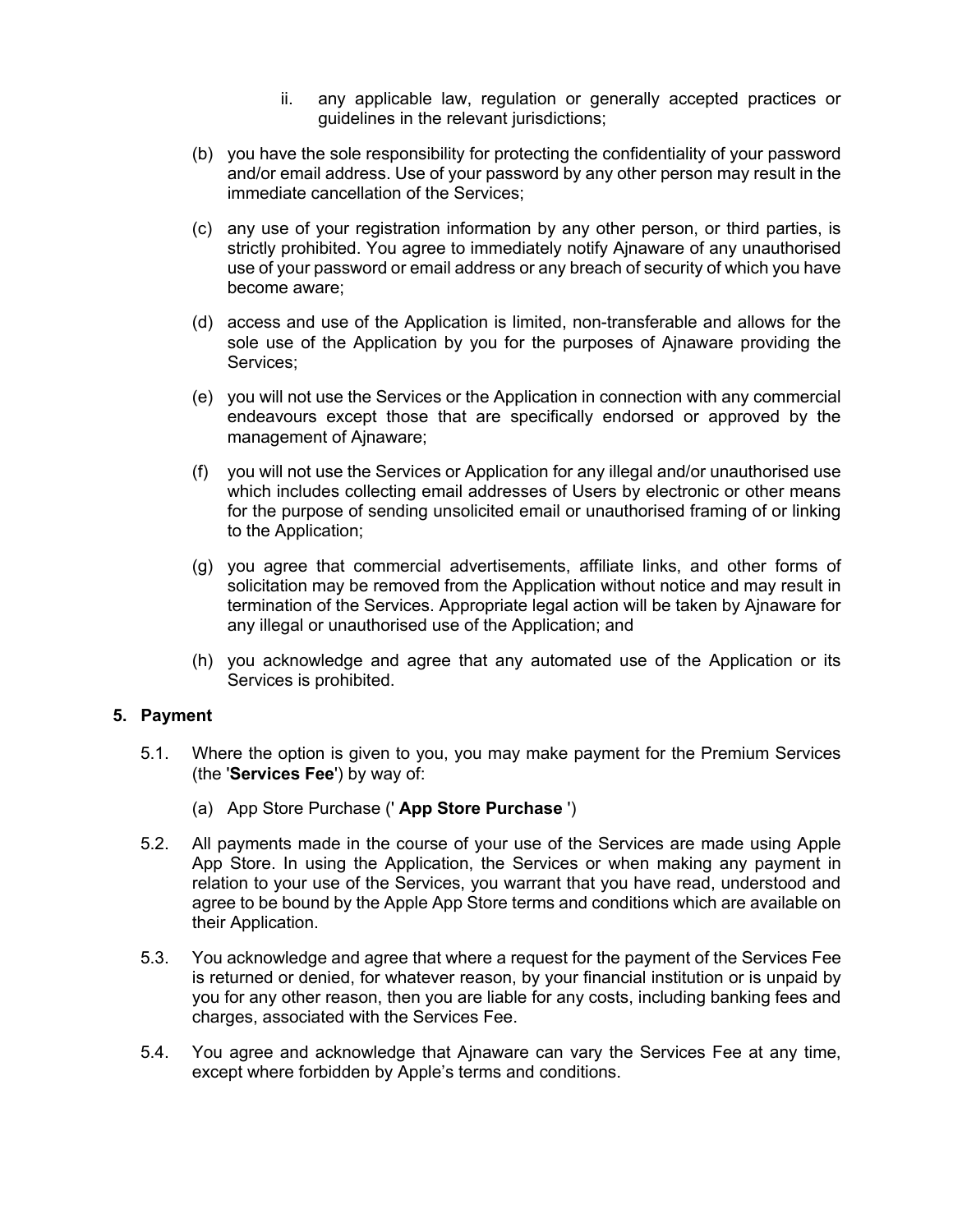ii. any applicable law, regulation or generally accepted practices or guidelines in the relevant jurisdictions;

(b) you have the sole responsibility for protecting the confidentiality of your password and/or email address. Use of your password by any other person may result in the immediate cancellation of the Services;

(c) any use of your registration information by any other person, or third parties, is strictly prohibited. You agree to immediately notify Ajnaware of any unauthorised use of your password or email address or any breach of security of which you have become aware;

(d) access and use of the Application is limited, non-transferable and allows for the sole use of the Application by you for the purposes of Ajnaware providing the Services;

(e) you will not use the Services or the Application in connection with any commercial endeavours except those that are specifically endorsed or approved by the management of Ajnaware;

(f) you will not use the Services or Application for any illegal and/or unauthorised use which includes collecting email addresses of Users by electronic or other means for the purpose of sending unsolicited email or unauthorised framing of or linking to the Application;

(g) you agree that commercial advertisements, affiliate links, and other forms of solicitation may be removed from the Application without notice and may result in termination of the Services. Appropriate legal action will be taken by Ajnaware for any illegal or unauthorised use of the Application; and

(h) you acknowledge and agree that any automated use of the Application or its Services is prohibited.

## 5. Payment

5.1. Where the option is given to you, you may make payment for the Premium Services (the '**Services Fee**') by way of:

(a) App Store Purchase (' **App Store Purchase** ')

5.2. All payments made in the course of your use of the Services are made using Apple App Store. In using the Application, the Services or when making any payment in relation to your use of the Services, you warrant that you have read, understood and agree to be bound by the Apple App Store terms and conditions which are available on their Application.

5.3. You acknowledge and agree that where a request for the payment of the Services Fee is returned or denied, for whatever reason, by your financial institution or is unpaid by you for any other reason, then you are liable for any costs, including banking fees and charges, associated with the Services Fee.

5.4. You agree and acknowledge that Ajnaware can vary the Services Fee at any time, except where forbidden by Apple's terms and conditions.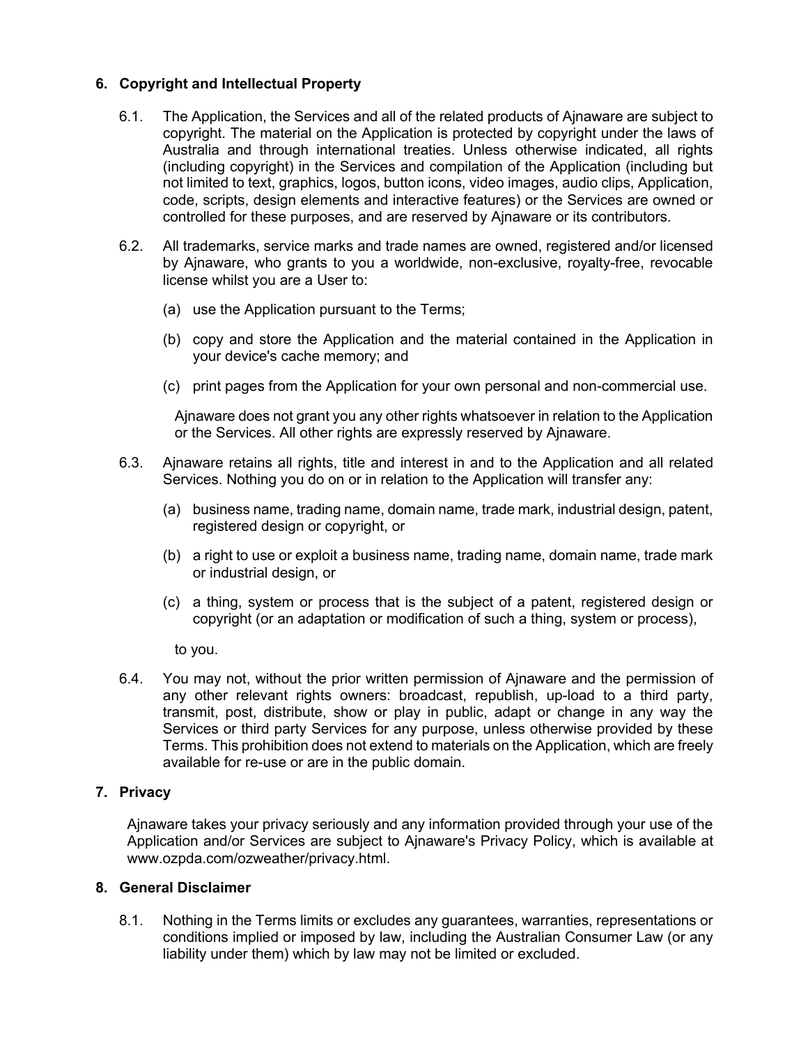## 6. Copyright and Intellectual Property

6.1. The Application, the Services and all of the related products of Ajnaware are subject to copyright. The material on the Application is protected by copyright under the laws of Australia and through international treaties. Unless otherwise indicated, all rights (including copyright) in the Services and compilation of the Application (including but not limited to text, graphics, logos, button icons, video images, audio clips, Application, code, scripts, design elements and interactive features) or the Services are owned or controlled for these purposes, and are reserved by Ajnaware or its contributors.

6.2. All trademarks, service marks and trade names are owned, registered and/or licensed by Ajnaware, who grants to you a worldwide, non-exclusive, royalty-free, revocable license whilst you are a User to:

(a) use the Application pursuant to the Terms;

(b) copy and store the Application and the material contained in the Application in your device's cache memory; and

(c) print pages from the Application for your own personal and non-commercial use.

Ajnaware does not grant you any other rights whatsoever in relation to the Application or the Services. All other rights are expressly reserved by Ajnaware.

6.3. Ajnaware retains all rights, title and interest in and to the Application and all related Services. Nothing you do on or in relation to the Application will transfer any:

(a) business name, trading name, domain name, trade mark, industrial design, patent, registered design or copyright, or

(b) a right to use or exploit a business name, trading name, domain name, trade mark or industrial design, or

(c) a thing, system or process that is the subject of a patent, registered design or copyright (or an adaptation or modification of such a thing, system or process),

to you.

6.4. You may not, without the prior written permission of Ajnaware and the permission of any other relevant rights owners: broadcast, republish, up-load to a third party, transmit, post, distribute, show or play in public, adapt or change in any way the Services or third party Services for any purpose, unless otherwise provided by these Terms. This prohibition does not extend to materials on the Application, which are freely available for re-use or are in the public domain.

## 7. Privacy

Ajnaware takes your privacy seriously and any information provided through your use of the Application and/or Services are subject to Ajnaware's Privacy Policy, which is available at www.ozpda.com/ozweather/privacy.html.

## 8. General Disclaimer

8.1. Nothing in the Terms limits or excludes any guarantees, warranties, representations or conditions implied or imposed by law, including the Australian Consumer Law (or any liability under them) which by law may not be limited or excluded.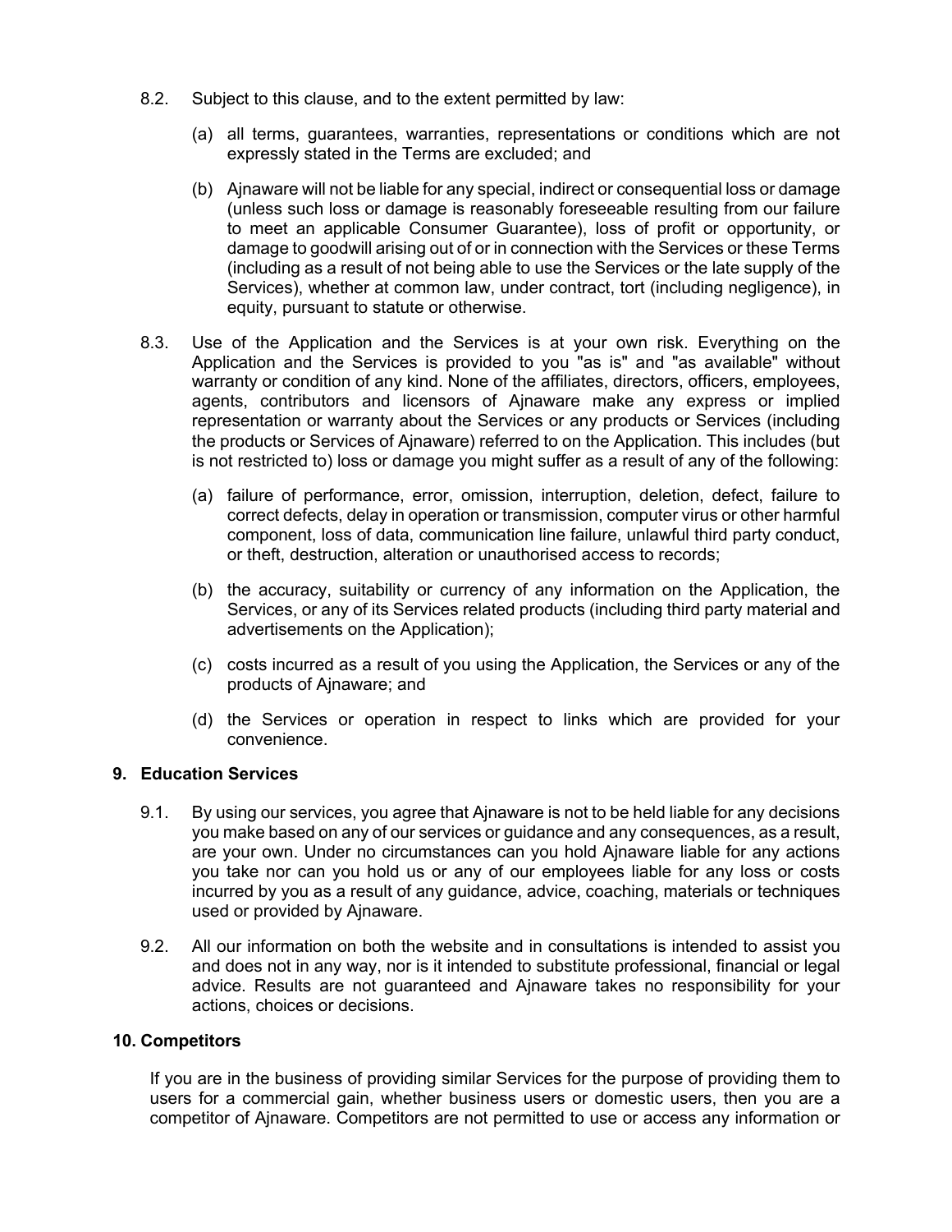8.2. Subject to this clause, and to the extent permitted by law:

(a) all terms, guarantees, warranties, representations or conditions which are not expressly stated in the Terms are excluded; and

(b) Ajnaware will not be liable for any special, indirect or consequential loss or damage (unless such loss or damage is reasonably foreseeable resulting from our failure to meet an applicable Consumer Guarantee), loss of profit or opportunity, or damage to goodwill arising out of or in connection with the Services or these Terms (including as a result of not being able to use the Services or the late supply of the Services), whether at common law, under contract, tort (including negligence), in equity, pursuant to statute or otherwise.

8.3. Use of the Application and the Services is at your own risk. Everything on the Application and the Services is provided to you "as is" and "as available" without warranty or condition of any kind. None of the affiliates, directors, officers, employees, agents, contributors and licensors of Ajnaware make any express or implied representation or warranty about the Services or any products or Services (including the products or Services of Ajnaware) referred to on the Application. This includes (but is not restricted to) loss or damage you might suffer as a result of any of the following:

(a) failure of performance, error, omission, interruption, deletion, defect, failure to correct defects, delay in operation or transmission, computer virus or other harmful component, loss of data, communication line failure, unlawful third party conduct, or theft, destruction, alteration or unauthorised access to records;

(b) the accuracy, suitability or currency of any information on the Application, the Services, or any of its Services related products (including third party material and advertisements on the Application);

(c) costs incurred as a result of you using the Application, the Services or any of the products of Ajnaware; and

(d) the Services or operation in respect to links which are provided for your convenience.

## 9. Education Services

9.1. By using our services, you agree that Ajnaware is not to be held liable for any decisions you make based on any of our services or guidance and any consequences, as a result, are your own. Under no circumstances can you hold Ajnaware liable for any actions you take nor can you hold us or any of our employees liable for any loss or costs incurred by you as a result of any guidance, advice, coaching, materials or techniques used or provided by Ajnaware.

9.2. All our information on both the website and in consultations is intended to assist you and does not in any way, nor is it intended to substitute professional, financial or legal advice. Results are not guaranteed and Ajnaware takes no responsibility for your actions, choices or decisions.

## 10. Competitors

If you are in the business of providing similar Services for the purpose of providing them to users for a commercial gain, whether business users or domestic users, then you are a competitor of Ajnaware. Competitors are not permitted to use or access any information or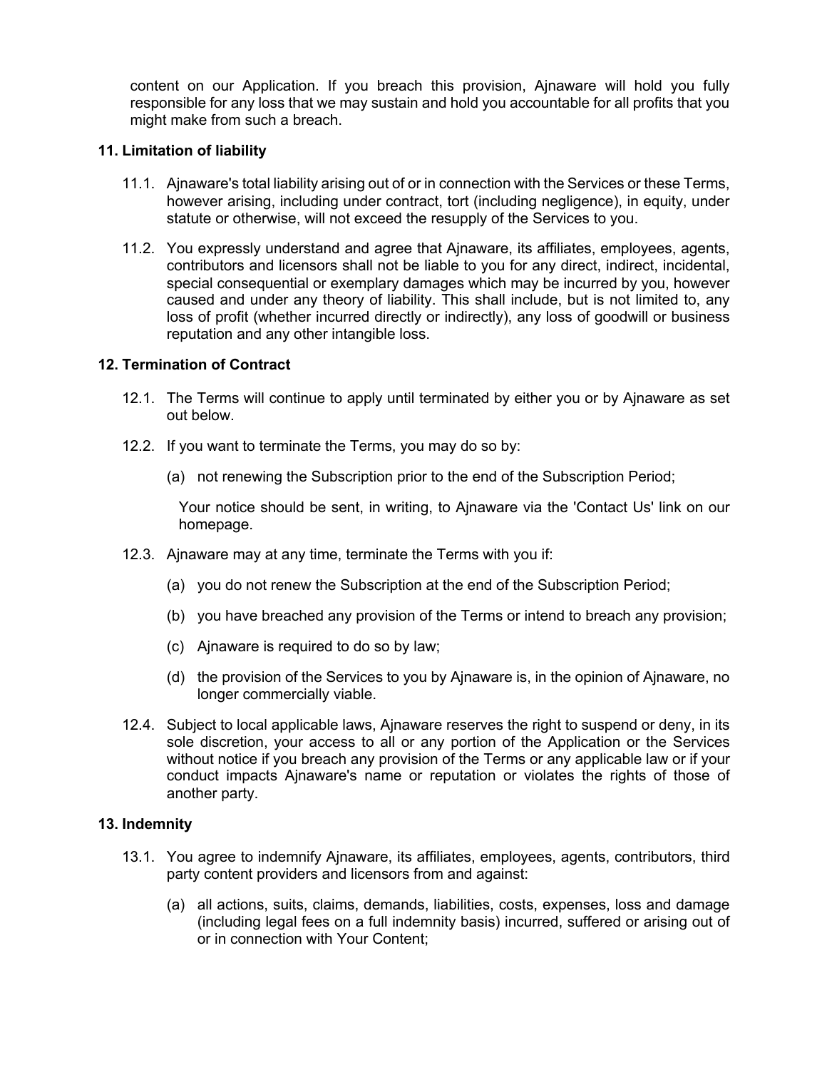content on our Application. If you breach this provision, Ajnaware will hold you fully responsible for any loss that we may sustain and hold you accountable for all profits that you might make from such a breach.

## 11. Limitation of liability

11.1. Ajnaware's total liability arising out of or in connection with the Services or these Terms, however arising, including under contract, tort (including negligence), in equity, under statute or otherwise, will not exceed the resupply of the Services to you.

11.2. You expressly understand and agree that Ajnaware, its affiliates, employees, agents, contributors and licensors shall not be liable to you for any direct, indirect, incidental, special consequential or exemplary damages which may be incurred by you, however caused and under any theory of liability. This shall include, but is not limited to, any loss of profit (whether incurred directly or indirectly), any loss of goodwill or business reputation and any other intangible loss.

## 12. Termination of Contract

12.1. The Terms will continue to apply until terminated by either you or by Ajnaware as set out below.

12.2. If you want to terminate the Terms, you may do so by:

(a) not renewing the Subscription prior to the end of the Subscription Period;

Your notice should be sent, in writing, to Ajnaware via the 'Contact Us' link on our homepage.

12.3. Ajnaware may at any time, terminate the Terms with you if:

(a) you do not renew the Subscription at the end of the Subscription Period;

(b) you have breached any provision of the Terms or intend to breach any provision;

(c) Ajnaware is required to do so by law;

(d) the provision of the Services to you by Ajnaware is, in the opinion of Ajnaware, no longer commercially viable.

12.4. Subject to local applicable laws, Ajnaware reserves the right to suspend or deny, in its sole discretion, your access to all or any portion of the Application or the Services without notice if you breach any provision of the Terms or any applicable law or if your conduct impacts Ajnaware's name or reputation or violates the rights of those of another party.

## 13. Indemnity

13.1. You agree to indemnify Ajnaware, its affiliates, employees, agents, contributors, third party content providers and licensors from and against:

(a) all actions, suits, claims, demands, liabilities, costs, expenses, loss and damage (including legal fees on a full indemnity basis) incurred, suffered or arising out of or in connection with Your Content;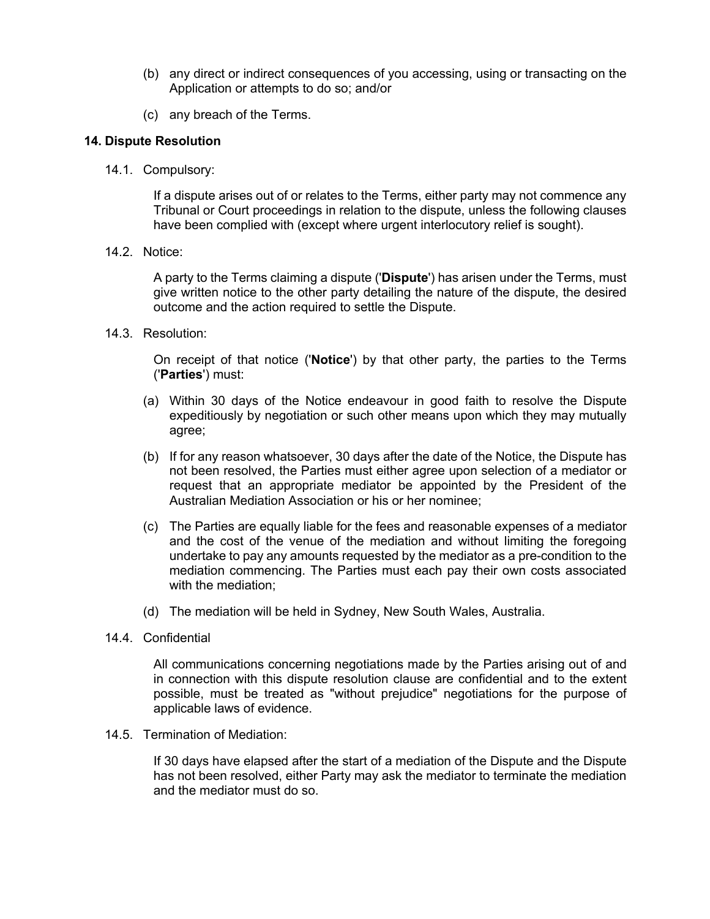(b) any direct or indirect consequences of you accessing, using or transacting on the Application or attempts to do so; and/or

(c) any breach of the Terms.

### 14. Dispute Resolution

14.1. Compulsory:

If a dispute arises out of or relates to the Terms, either party may not commence any Tribunal or Court proceedings in relation to the dispute, unless the following clauses have been complied with (except where urgent interlocutory relief is sought).

14.2. Notice:

A party to the Terms claiming a dispute ('**Dispute**') has arisen under the Terms, must give written notice to the other party detailing the nature of the dispute, the desired outcome and the action required to settle the Dispute.

14.3. Resolution:

On receipt of that notice ('**Notice**') by that other party, the parties to the Terms ('**Parties**') must:

(a) Within 30 days of the Notice endeavour in good faith to resolve the Dispute expeditiously by negotiation or such other means upon which they may mutually agree;

(b) If for any reason whatsoever, 30 days after the date of the Notice, the Dispute has not been resolved, the Parties must either agree upon selection of a mediator or request that an appropriate mediator be appointed by the President of the Australian Mediation Association or his or her nominee;

(c) The Parties are equally liable for the fees and reasonable expenses of a mediator and the cost of the venue of the mediation and without limiting the foregoing undertake to pay any amounts requested by the mediator as a pre-condition to the mediation commencing. The Parties must each pay their own costs associated with the mediation;

(d) The mediation will be held in Sydney, New South Wales, Australia.

14.4. Confidential

All communications concerning negotiations made by the Parties arising out of and in connection with this dispute resolution clause are confidential and to the extent possible, must be treated as "without prejudice" negotiations for the purpose of applicable laws of evidence.

14.5. Termination of Mediation:

If 30 days have elapsed after the start of a mediation of the Dispute and the Dispute has not been resolved, either Party may ask the mediator to terminate the mediation and the mediator must do so.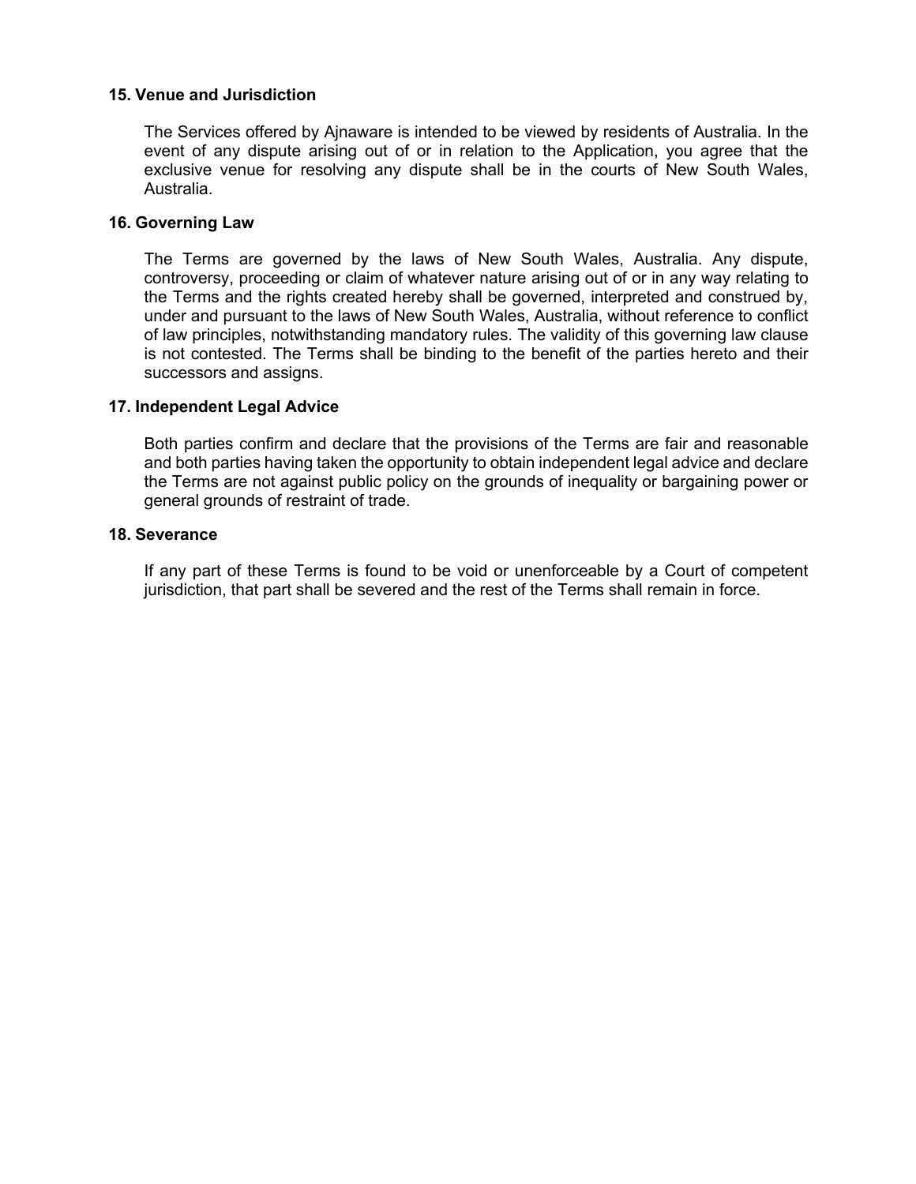### 15. Venue and Jurisdiction

The Services offered by Ajnaware is intended to be viewed by residents of Australia. In the event of any dispute arising out of or in relation to the Application, you agree that the exclusive venue for resolving any dispute shall be in the courts of New South Wales, Australia.

### 16. Governing Law

The Terms are governed by the laws of New South Wales, Australia. Any dispute, controversy, proceeding or claim of whatever nature arising out of or in any way relating to the Terms and the rights created hereby shall be governed, interpreted and construed by, under and pursuant to the laws of New South Wales, Australia, without reference to conflict of law principles, notwithstanding mandatory rules. The validity of this governing law clause is not contested. The Terms shall be binding to the benefit of the parties hereto and their successors and assigns.

### 17. Independent Legal Advice

Both parties confirm and declare that the provisions of the Terms are fair and reasonable and both parties having taken the opportunity to obtain independent legal advice and declare the Terms are not against public policy on the grounds of inequality or bargaining power or general grounds of restraint of trade.

### 18. Severance

If any part of these Terms is found to be void or unenforceable by a Court of competent jurisdiction, that part shall be severed and the rest of the Terms shall remain in force.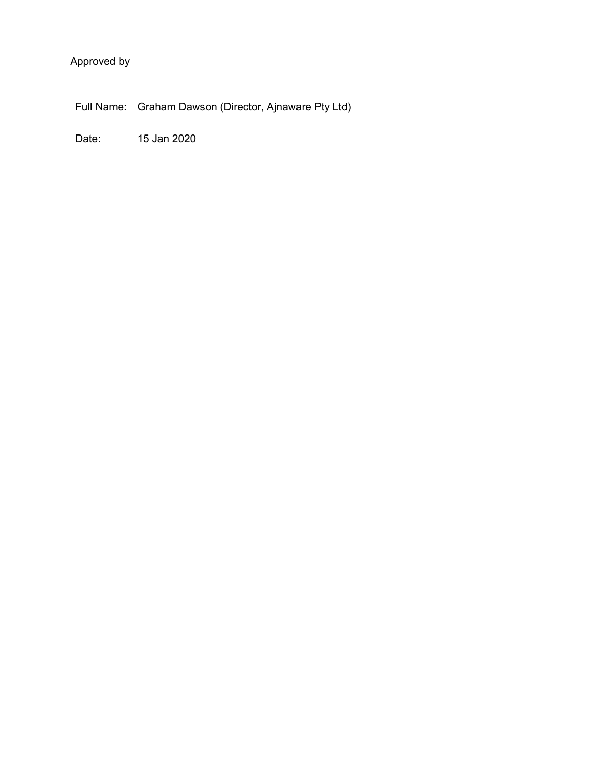Approved by

| | |
|---|---|
| Full Name: | Graham Dawson (Director, Ajnaware Pty Ltd) |
| Date: | 15 Jan 2020 |